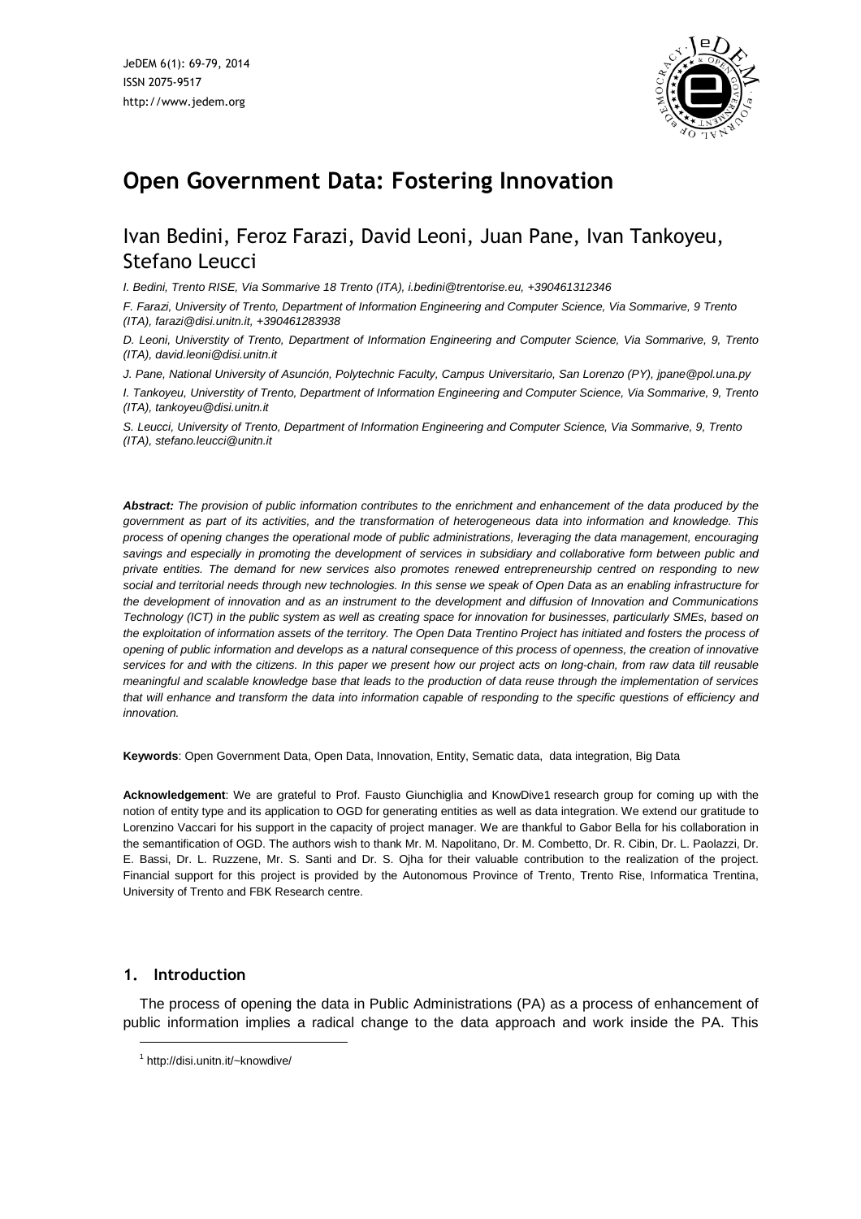# Open Government Data: Fostering Innovation

## Ivan Bedini, Feroz Farazi, David Leoni, Juan Pane, Ivan Tankoyeu, Stefano Leucci

*I. Bedini, Trento RISE, Via Sommarive 18 Trento (ITA), i.bedini@trentorise.eu, +390461312346*

*F. Farazi, University of Trento, Department of Information Engineering and Computer Science, Via Sommarive, 9 Trento (ITA), farazi@disi.unitn.it, +390461283938*

*D. Leoni, Universtity of Trento, Department of Information Engineering and Computer Science, Via Sommarive, 9, Trento (ITA), david.leoni@disi.unitn.it*

*J. Pane, National University of Asunción, Polytechnic Faculty, Campus Universitario, San Lorenzo (PY), jpane@pol.una.py*

*I. Tankoyeu, Universtity of Trento, Department of Information Engineering and Computer Science, Via Sommarive, 9, Trento (ITA), tankoyeu@disi.unitn.it*

*S. Leucci, University of Trento, Department of Information Engineering and Computer Science, Via Sommarive, 9, Trento (ITA), stefano.leucci@unitn.it*

***Abstract:*** *The provision of public information contributes to the enrichment and enhancement of the data produced by the government as part of its activities, and the transformation of heterogeneous data into information and knowledge. This process of opening changes the operational mode of public administrations, leveraging the data management, encouraging savings and especially in promoting the development of services in subsidiary and collaborative form between public and private entities. The demand for new services also promotes renewed entrepreneurship centred on responding to new social and territorial needs through new technologies. In this sense we speak of Open Data as an enabling infrastructure for the development of innovation and as an instrument to the development and diffusion of Innovation and Communications Technology (ICT) in the public system as well as creating space for innovation for businesses, particularly SMEs, based on the exploitation of information assets of the territory. The Open Data Trentino Project has initiated and fosters the process of opening of public information and develops as a natural consequence of this process of openness, the creation of innovative services for and with the citizens. In this paper we present how our project acts on long-chain, from raw data till reusable meaningful and scalable knowledge base that leads to the production of data reuse through the implementation of services that will enhance and transform the data into information capable of responding to the specific questions of efficiency and innovation.*

**Keywords**: Open Government Data, Open Data, Innovation, Entity, Sematic data, data integration, Big Data

**Acknowledgement**: We are grateful to Prof. Fausto Giunchiglia and KnowDive[1] research group for coming up with the notion of entity type and its application to OGD for generating entities as well as data integration. We extend our gratitude to Lorenzino Vaccari for his support in the capacity of project manager. We are thankful to Gabor Bella for his collaboration in the semantification of OGD. The authors wish to thank Mr. M. Napolitano, Dr. M. Combetto, Dr. R. Cibin, Dr. L. Paolazzi, Dr. E. Bassi, Dr. L. Ruzzene, Mr. S. Santi and Dr. S. Ojha for their valuable contribution to the realization of the project. Financial support for this project is provided by the Autonomous Province of Trento, Trento Rise, Informatica Trentina, University of Trento and FBK Research centre.

## 1. Introduction

The process of opening the data in Public Administrations (PA) as a process of enhancement of public information implies a radical change to the data approach and work inside the PA. This

[1] http://disi.unitn.it/~knowdive/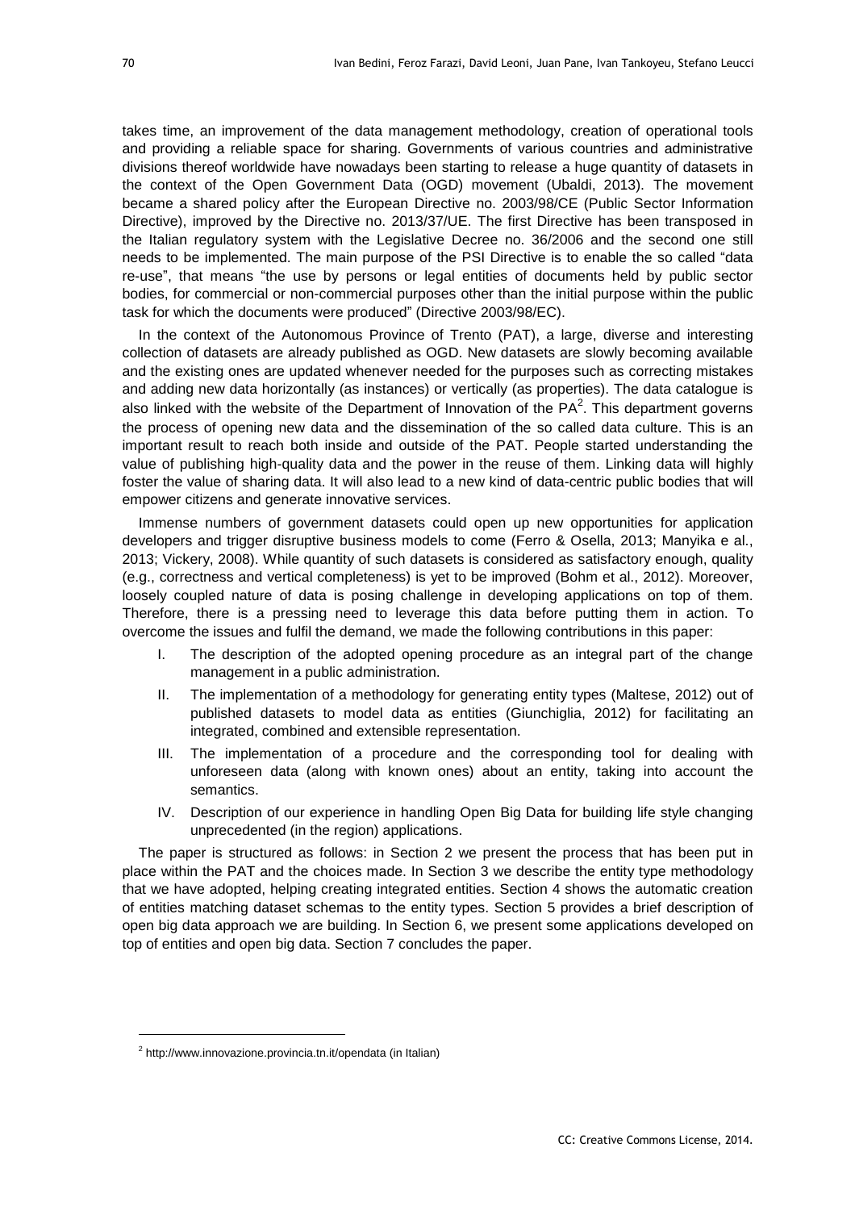takes time, an improvement of the data management methodology, creation of operational tools and providing a reliable space for sharing. Governments of various countries and administrative divisions thereof worldwide have nowadays been starting to release a huge quantity of datasets in the context of the Open Government Data (OGD) movement (Ubaldi, 2013). The movement became a shared policy after the European Directive no. 2003/98/CE (Public Sector Information Directive), improved by the Directive no. 2013/37/UE. The first Directive has been transposed in the Italian regulatory system with the Legislative Decree no. 36/2006 and the second one still needs to be implemented. The main purpose of the PSI Directive is to enable the so called "data re-use", that means "the use by persons or legal entities of documents held by public sector bodies, for commercial or non-commercial purposes other than the initial purpose within the public task for which the documents were produced" (Directive 2003/98/EC).

In the context of the Autonomous Province of Trento (PAT), a large, diverse and interesting collection of datasets are already published as OGD. New datasets are slowly becoming available and the existing ones are updated whenever needed for the purposes such as correcting mistakes and adding new data horizontally (as instances) or vertically (as properties). The data catalogue is also linked with the website of the Department of Innovation of the PA[2]. This department governs the process of opening new data and the dissemination of the so called data culture. This is an important result to reach both inside and outside of the PAT. People started understanding the value of publishing high-quality data and the power in the reuse of them. Linking data will highly foster the value of sharing data. It will also lead to a new kind of data-centric public bodies that will empower citizens and generate innovative services.

Immense numbers of government datasets could open up new opportunities for application developers and trigger disruptive business models to come (Ferro & Osella, 2013; Manyika e al., 2013; Vickery, 2008). While quantity of such datasets is considered as satisfactory enough, quality (e.g., correctness and vertical completeness) is yet to be improved (Bohm et al., 2012). Moreover, loosely coupled nature of data is posing challenge in developing applications on top of them. Therefore, there is a pressing need to leverage this data before putting them in action. To overcome the issues and fulfil the demand, we made the following contributions in this paper:

I. The description of the adopted opening procedure as an integral part of the change management in a public administration.

II. The implementation of a methodology for generating entity types (Maltese, 2012) out of published datasets to model data as entities (Giunchiglia, 2012) for facilitating an integrated, combined and extensible representation.

III. The implementation of a procedure and the corresponding tool for dealing with unforeseen data (along with known ones) about an entity, taking into account the semantics.

IV. Description of our experience in handling Open Big Data for building life style changing unprecedented (in the region) applications.

The paper is structured as follows: in Section 2 we present the process that has been put in place within the PAT and the choices made. In Section 3 we describe the entity type methodology that we have adopted, helping creating integrated entities. Section 4 shows the automatic creation of entities matching dataset schemas to the entity types. Section 5 provides a brief description of open big data approach we are building. In Section 6, we present some applications developed on top of entities and open big data. Section 7 concludes the paper.

[2] http://www.innovazione.provincia.tn.it/opendata (in Italian)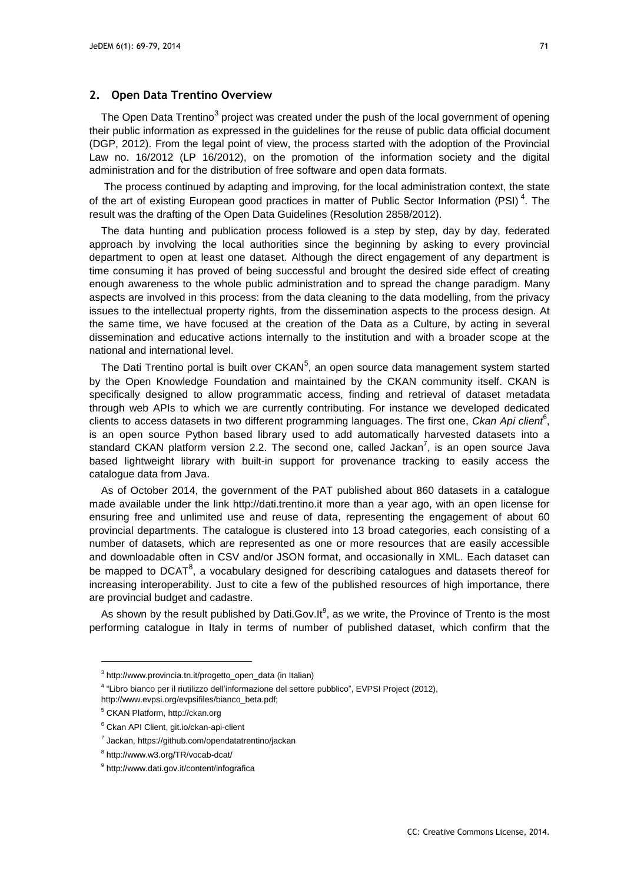## 2. Open Data Trentino Overview

The Open Data Trentino[3] project was created under the push of the local government of opening their public information as expressed in the guidelines for the reuse of public data official document (DGP, 2012). From the legal point of view, the process started with the adoption of the Provincial Law no. 16/2012 (LP 16/2012), on the promotion of the information society and the digital administration and for the distribution of free software and open data formats.

The process continued by adapting and improving, for the local administration context, the state of the art of existing European good practices in matter of Public Sector Information (PSI)[4]. The result was the drafting of the Open Data Guidelines (Resolution 2858/2012).

The data hunting and publication process followed is a step by step, day by day, federated approach by involving the local authorities since the beginning by asking to every provincial department to open at least one dataset. Although the direct engagement of any department is time consuming it has proved of being successful and brought the desired side effect of creating enough awareness to the whole public administration and to spread the change paradigm. Many aspects are involved in this process: from the data cleaning to the data modelling, from the privacy issues to the intellectual property rights, from the dissemination aspects to the process design. At the same time, we have focused at the creation of the Data as a Culture, by acting in several dissemination and educative actions internally to the institution and with a broader scope at the national and international level.

The Dati Trentino portal is built over CKAN[5], an open source data management system started by the Open Knowledge Foundation and maintained by the CKAN community itself. CKAN is specifically designed to allow programmatic access, finding and retrieval of dataset metadata through web APIs to which we are currently contributing. For instance we developed dedicated clients to access datasets in two different programming languages. The first one, *Ckan Api client*[6], is an open source Python based library used to add automatically harvested datasets into a standard CKAN platform version 2.2. The second one, called Jackan[7], is an open source Java based lightweight library with built-in support for provenance tracking to easily access the catalogue data from Java.

As of October 2014, the government of the PAT published about 860 datasets in a catalogue made available under the link http://dati.trentino.it more than a year ago, with an open license for ensuring free and unlimited use and reuse of data, representing the engagement of about 60 provincial departments. The catalogue is clustered into 13 broad categories, each consisting of a number of datasets, which are represented as one or more resources that are easily accessible and downloadable often in CSV and/or JSON format, and occasionally in XML. Each dataset can be mapped to DCAT[8], a vocabulary designed for describing catalogues and datasets thereof for increasing interoperability. Just to cite a few of the published resources of high importance, there are provincial budget and cadastre.

As shown by the result published by Dati.Gov.It[9], as we write, the Province of Trento is the most performing catalogue in Italy in terms of number of published dataset, which confirm that the

---

[3] http://www.provincia.tn.it/progetto_open_data (in Italian)

[4] "Libro bianco per il riutilizzo dell'informazione del settore pubblico", EVPSI Project (2012), http://www.evpsi.org/evpsifiles/bianco_beta.pdf;

[5] CKAN Platform, http://ckan.org

[6] Ckan API Client, git.io/ckan-api-client

[7] Jackan, https://github.com/opendatatrentino/jackan

[8] http://www.w3.org/TR/vocab-dcat/

[9] http://www.dati.gov.it/content/infografica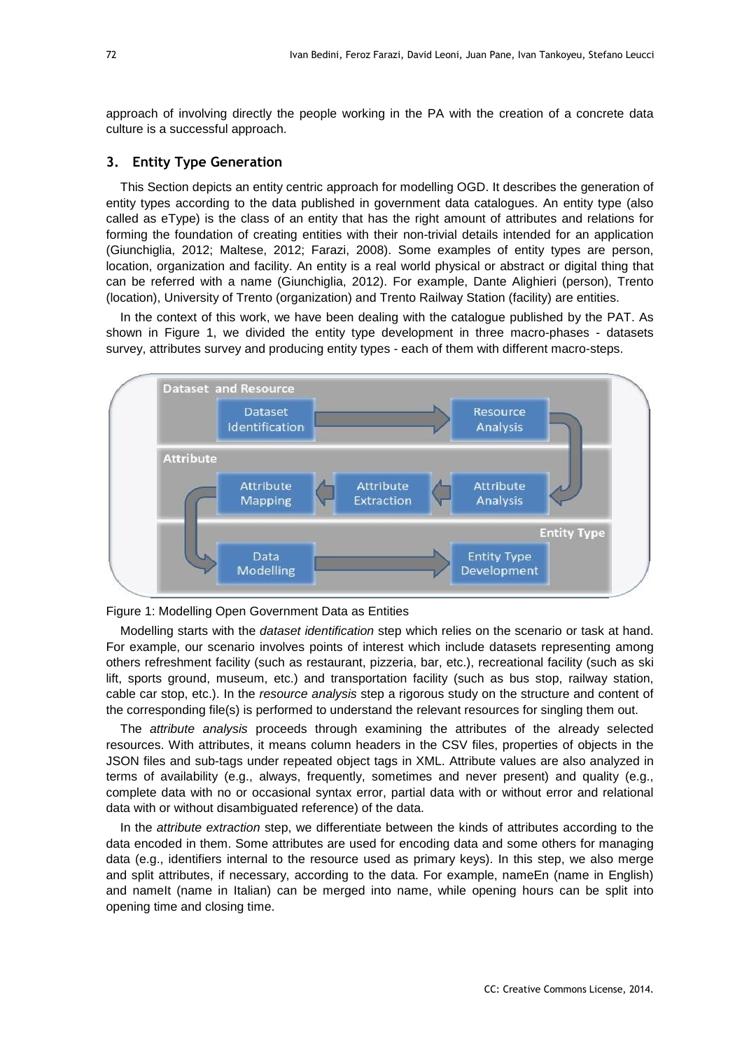approach of involving directly the people working in the PA with the creation of a concrete data culture is a successful approach.

## 3. Entity Type Generation

This Section depicts an entity centric approach for modelling OGD. It describes the generation of entity types according to the data published in government data catalogues. An entity type (also called as eType) is the class of an entity that has the right amount of attributes and relations for forming the foundation of creating entities with their non-trivial details intended for an application (Giunchiglia, 2012; Maltese, 2012; Farazi, 2008). Some examples of entity types are person, location, organization and facility. An entity is a real world physical or abstract or digital thing that can be referred with a name (Giunchiglia, 2012). For example, Dante Alighieri (person), Trento (location), University of Trento (organization) and Trento Railway Station (facility) are entities.

In the context of this work, we have been dealing with the catalogue published by the PAT. As shown in Figure 1, we divided the entity type development in three macro-phases - datasets survey, attributes survey and producing entity types - each of them with different macro-steps.

Figure 1: Modelling Open Government Data as Entities

Modelling starts with the *dataset identification* step which relies on the scenario or task at hand. For example, our scenario involves points of interest which include datasets representing among others refreshment facility (such as restaurant, pizzeria, bar, etc.), recreational facility (such as ski lift, sports ground, museum, etc.) and transportation facility (such as bus stop, railway station, cable car stop, etc.). In the *resource analysis* step a rigorous study on the structure and content of the corresponding file(s) is performed to understand the relevant resources for singling them out.

The *attribute analysis* proceeds through examining the attributes of the already selected resources. With attributes, it means column headers in the CSV files, properties of objects in the JSON files and sub-tags under repeated object tags in XML. Attribute values are also analyzed in terms of availability (e.g., always, frequently, sometimes and never present) and quality (e.g., complete data with no or occasional syntax error, partial data with or without error and relational data with or without disambiguated reference) of the data.

In the *attribute extraction* step, we differentiate between the kinds of attributes according to the data encoded in them. Some attributes are used for encoding data and some others for managing data (e.g., identifiers internal to the resource used as primary keys). In this step, we also merge and split attributes, if necessary, according to the data. For example, nameEn (name in English) and nameIt (name in Italian) can be merged into name, while opening hours can be split into opening time and closing time.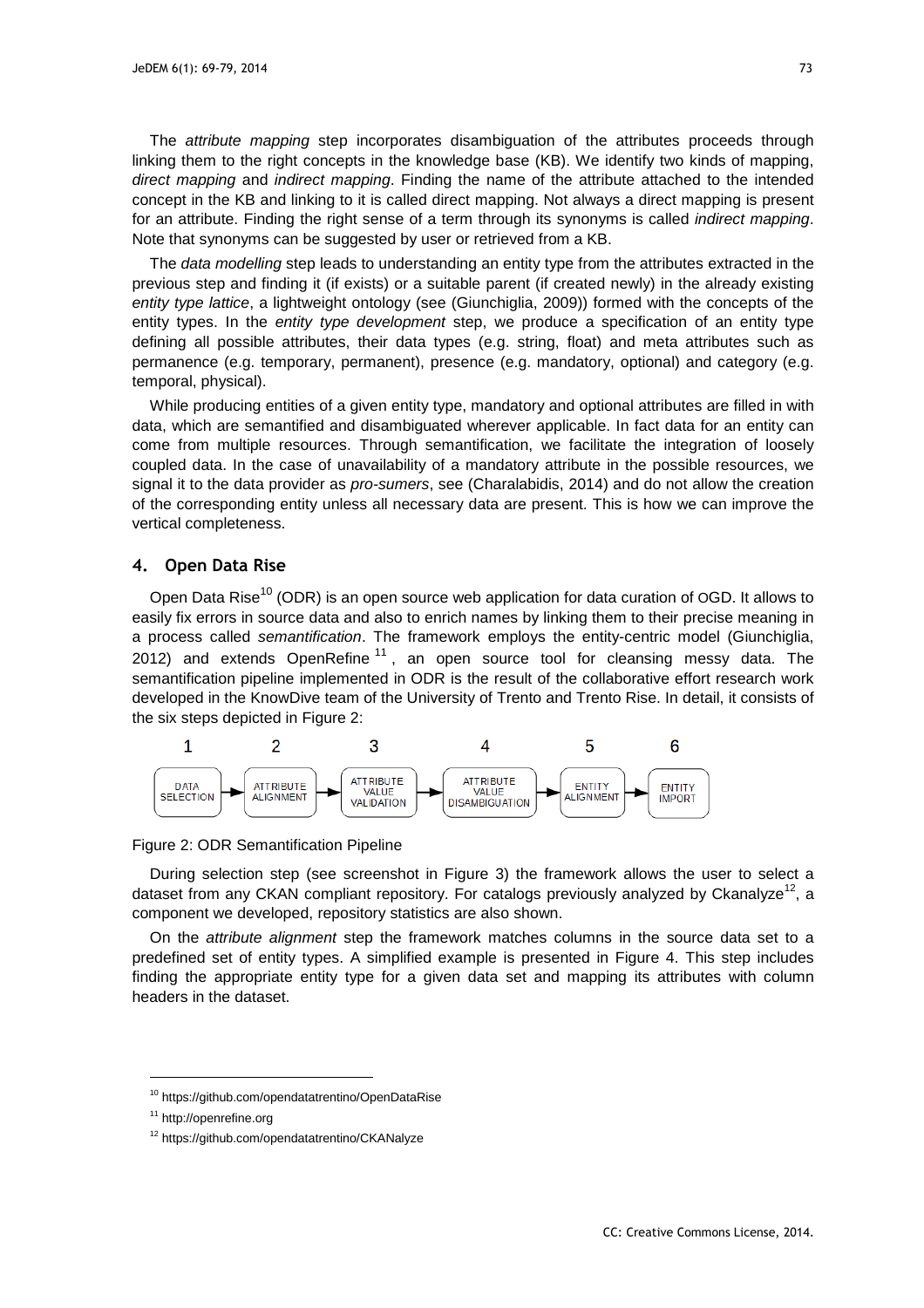The *attribute mapping* step incorporates disambiguation of the attributes proceeds through linking them to the right concepts in the knowledge base (KB). We identify two kinds of mapping, *direct mapping* and *indirect mapping*. Finding the name of the attribute attached to the intended concept in the KB and linking to it is called direct mapping. Not always a direct mapping is present for an attribute. Finding the right sense of a term through its synonyms is called *indirect mapping*. Note that synonyms can be suggested by user or retrieved from a KB.

The *data modelling* step leads to understanding an entity type from the attributes extracted in the previous step and finding it (if exists) or a suitable parent (if created newly) in the already existing *entity type lattice*, a lightweight ontology (see (Giunchiglia, 2009)) formed with the concepts of the entity types. In the *entity type development* step, we produce a specification of an entity type defining all possible attributes, their data types (e.g. string, float) and meta attributes such as permanence (e.g. temporary, permanent), presence (e.g. mandatory, optional) and category (e.g. temporal, physical).

While producing entities of a given entity type, mandatory and optional attributes are filled in with data, which are semantified and disambiguated wherever applicable. In fact data for an entity can come from multiple resources. Through semantification, we facilitate the integration of loosely coupled data. In the case of unavailability of a mandatory attribute in the possible resources, we signal it to the data provider as *pro-sumers*, see (Charalabidis, 2014) and do not allow the creation of the corresponding entity unless all necessary data are present. This is how we can improve the vertical completeness.

## 4. Open Data Rise

Open Data Rise[10] (ODR) is an open source web application for data curation of OGD. It allows to easily fix errors in source data and also to enrich names by linking them to their precise meaning in a process called *semantification*. The framework employs the entity-centric model (Giunchiglia, 2012) and extends OpenRefine [11], an open source tool for cleansing messy data. The semantification pipeline implemented in ODR is the result of the collaborative effort research work developed in the KnowDive team of the University of Trento and Trento Rise. In detail, it consists of the six steps depicted in Figure 2:

1 DATA SELECTION → 2 ATTRIBUTE ALIGNMENT → 3 ATTRIBUTE VALUE VALIDATION → 4 ATTRIBUTE VALUE DISAMBIGUATION → 5 ENTITY ALIGNMENT → 6 ENTITY IMPORT

Figure 2: ODR Semantification Pipeline

During selection step (see screenshot in Figure 3) the framework allows the user to select a dataset from any CKAN compliant repository. For catalogs previously analyzed by Ckanalyze[12], a component we developed, repository statistics are also shown.

On the *attribute alignment* step the framework matches columns in the source data set to a predefined set of entity types. A simplified example is presented in Figure 4. This step includes finding the appropriate entity type for a given data set and mapping its attributes with column headers in the dataset.

---

[10] https://github.com/opendatatrentino/OpenDataRise

[11] http://openrefine.org

[12] https://github.com/opendatatrentino/CKANalyze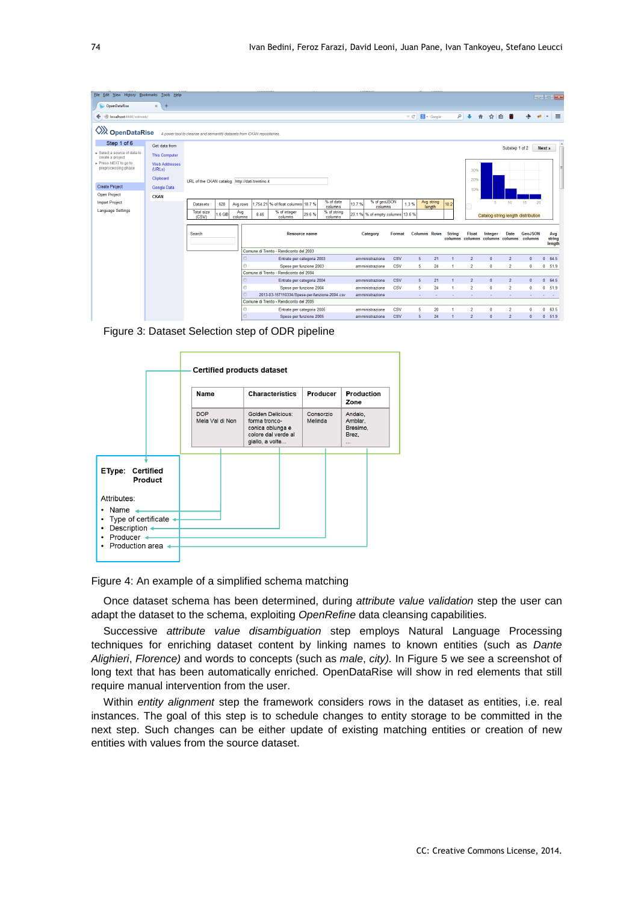Figure 3: Dataset Selection step of ODR pipeline

Figure 4: An example of a simplified schema matching

Once dataset schema has been determined, during *attribute value validation* step the user can adapt the dataset to the schema, exploiting *OpenRefine* data cleansing capabilities.

Successive *attribute value disambiguation* step employs Natural Language Processing techniques for enriching dataset content by linking names to known entities (such as *Dante Alighieri*, *Florence)* and words to concepts (such as *male*, *city).* In Figure 5 we see a screenshot of long text that has been automatically enriched. OpenDataRise will show in red elements that still require manual intervention from the user.

Within *entity alignment* step the framework considers rows in the dataset as entities, i.e. real instances. The goal of this step is to schedule changes to entity storage to be committed in the next step. Such changes can be either update of existing matching entities or creation of new entities with values from the source dataset.

CC: Creative Commons License, 2014.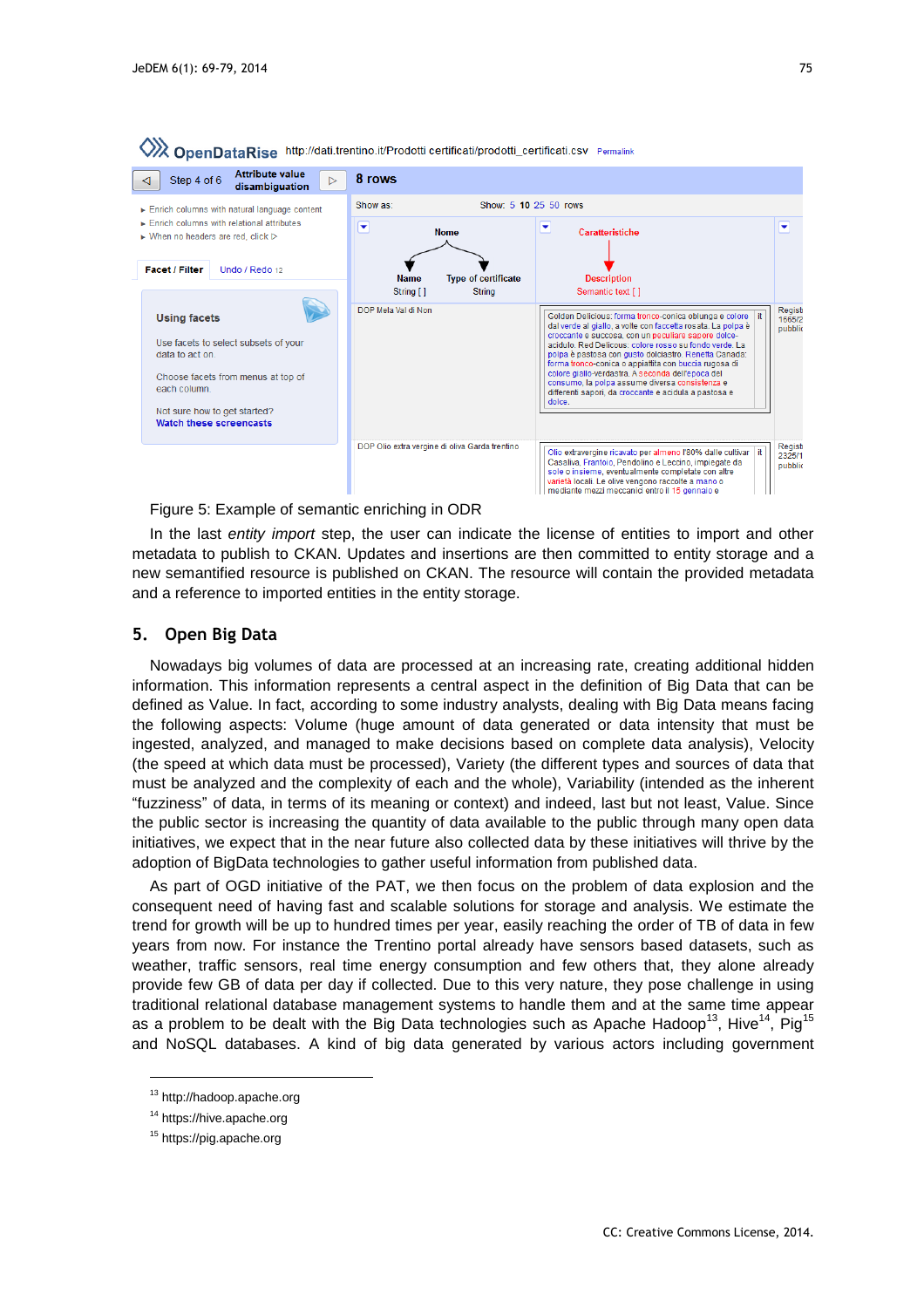Figure 5: Example of semantic enriching in ODR

In the last *entity import* step, the user can indicate the license of entities to import and other metadata to publish to CKAN. Updates and insertions are then committed to entity storage and a new semantified resource is published on CKAN. The resource will contain the provided metadata and a reference to imported entities in the entity storage.

## 5. Open Big Data

Nowadays big volumes of data are processed at an increasing rate, creating additional hidden information. This information represents a central aspect in the definition of Big Data that can be defined as Value. In fact, according to some industry analysts, dealing with Big Data means facing the following aspects: Volume (huge amount of data generated or data intensity that must be ingested, analyzed, and managed to make decisions based on complete data analysis), Velocity (the speed at which data must be processed), Variety (the different types and sources of data that must be analyzed and the complexity of each and the whole), Variability (intended as the inherent “fuzziness” of data, in terms of its meaning or context) and indeed, last but not least, Value. Since the public sector is increasing the quantity of data available to the public through many open data initiatives, we expect that in the near future also collected data by these initiatives will thrive by the adoption of BigData technologies to gather useful information from published data.

As part of OGD initiative of the PAT, we then focus on the problem of data explosion and the consequent need of having fast and scalable solutions for storage and analysis. We estimate the trend for growth will be up to hundred times per year, easily reaching the order of TB of data in few years from now. For instance the Trentino portal already have sensors based datasets, such as weather, traffic sensors, real time energy consumption and few others that, they alone already provide few GB of data per day if collected. Due to this very nature, they pose challenge in using traditional relational database management systems to handle them and at the same time appear as a problem to be dealt with the Big Data technologies such as Apache Hadoop[13], Hive[14], Pig[15] and NoSQL databases. A kind of big data generated by various actors including government

[13] http://hadoop.apache.org

[14] https://hive.apache.org

[15] https://pig.apache.org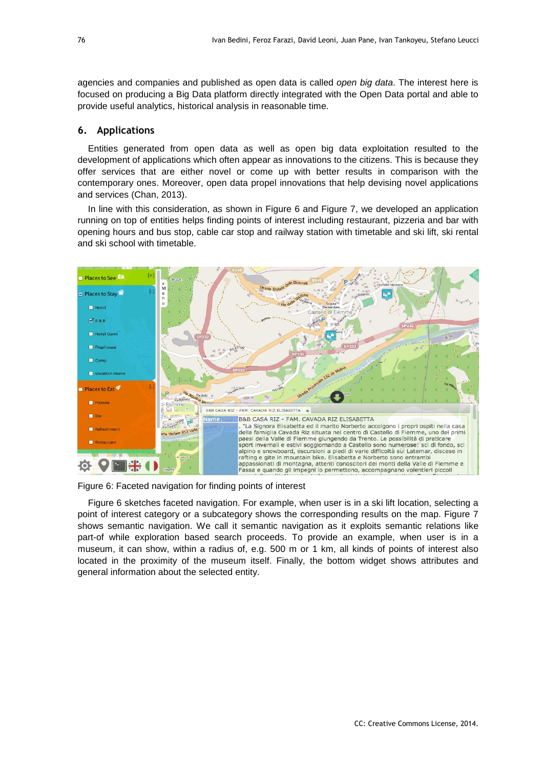agencies and companies and published as open data is called *open big data*. The interest here is focused on producing a Big Data platform directly integrated with the Open Data portal and able to provide useful analytics, historical analysis in reasonable time.

## 6. Applications

Entities generated from open data as well as open big data exploitation resulted to the development of applications which often appear as innovations to the citizens. This is because they offer services that are either novel or come up with better results in comparison with the contemporary ones. Moreover, open data propel innovations that help devising novel applications and services (Chan, 2013).

In line with this consideration, as shown in Figure 6 and Figure 7, we developed an application running on top of entities helps finding points of interest including restaurant, pizzeria and bar with opening hours and bus stop, cable car stop and railway station with timetable and ski lift, ski rental and ski school with timetable.

Figure 6: Faceted navigation for finding points of interest

Figure 6 sketches faceted navigation. For example, when user is in a ski lift location, selecting a point of interest category or a subcategory shows the corresponding results on the map. Figure 7 shows semantic navigation. We call it semantic navigation as it exploits semantic relations like part-of while exploration based search proceeds. To provide an example, when user is in a museum, it can show, within a radius of, e.g. 500 m or 1 km, all kinds of points of interest also located in the proximity of the museum itself. Finally, the bottom widget shows attributes and general information about the selected entity.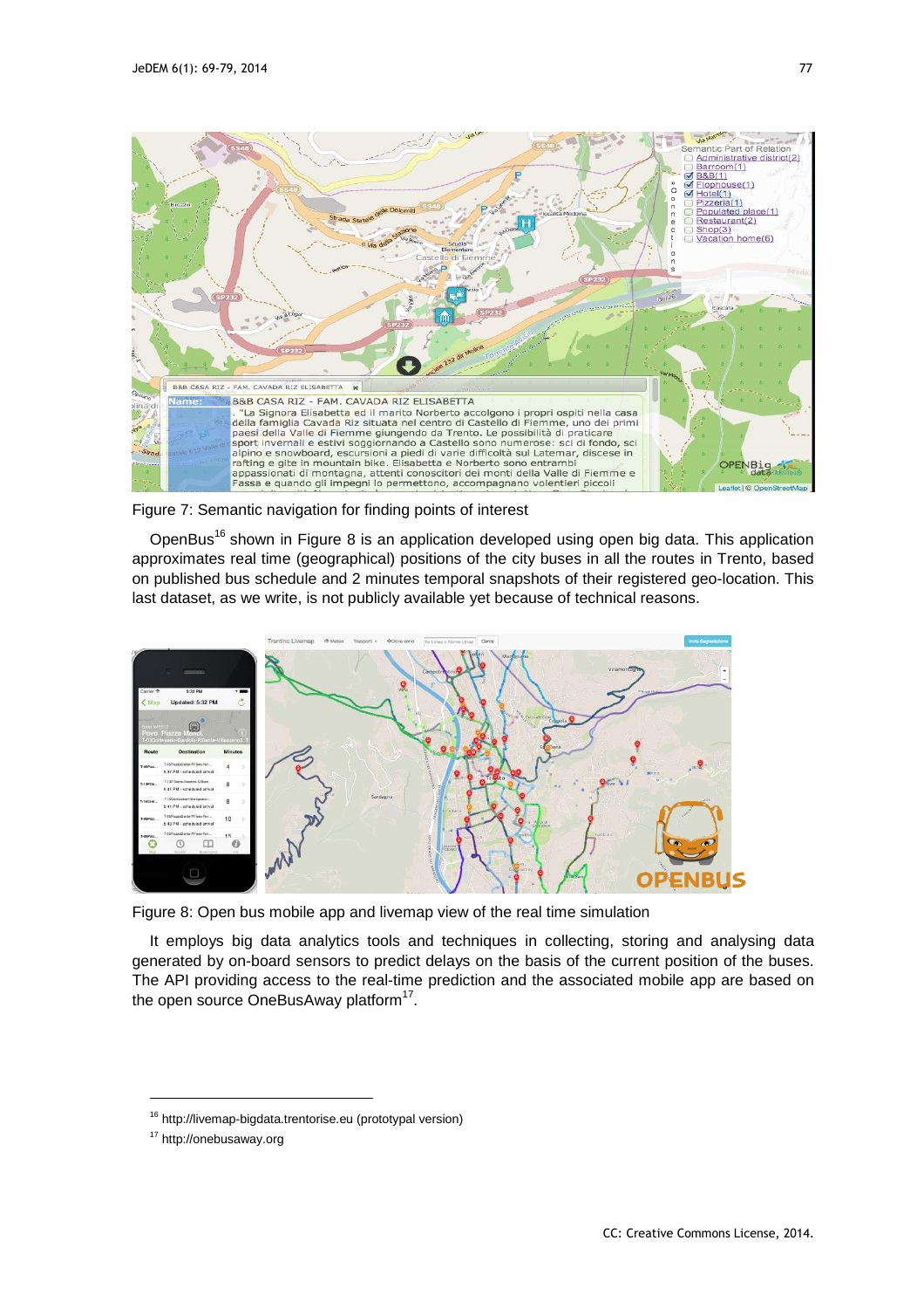Figure 7: Semantic navigation for finding points of interest

OpenBus[16] shown in Figure 8 is an application developed using open big data. This application approximates real time (geographical) positions of the city buses in all the routes in Trento, based on published bus schedule and 2 minutes temporal snapshots of their registered geo-location. This last dataset, as we write, is not publicly available yet because of technical reasons.

Figure 8: Open bus mobile app and livemap view of the real time simulation

It employs big data analytics tools and techniques in collecting, storing and analysing data generated by on-board sensors to predict delays on the basis of the current position of the buses. The API providing access to the real-time prediction and the associated mobile app are based on the open source OneBusAway platform[17].

[16] http://livemap-bigdata.trentorise.eu (prototypal version)

[17] http://onebusaway.org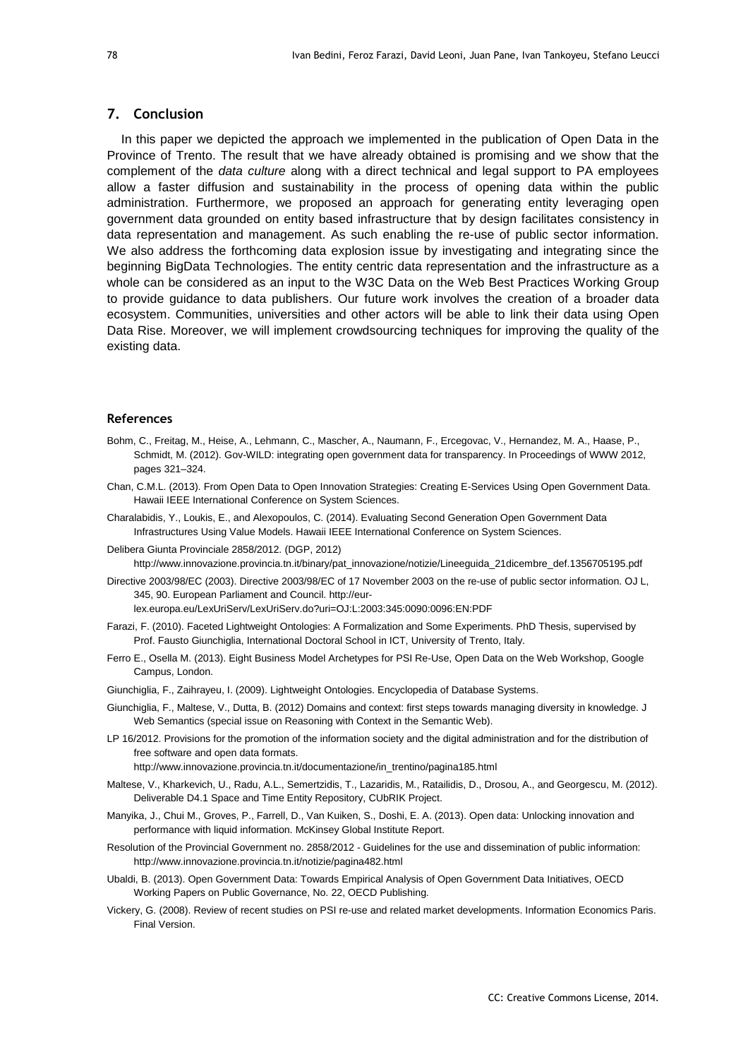## 7. Conclusion

In this paper we depicted the approach we implemented in the publication of Open Data in the Province of Trento. The result that we have already obtained is promising and we show that the complement of the *data culture* along with a direct technical and legal support to PA employees allow a faster diffusion and sustainability in the process of opening data within the public administration. Furthermore, we proposed an approach for generating entity leveraging open government data grounded on entity based infrastructure that by design facilitates consistency in data representation and management. As such enabling the re-use of public sector information. We also address the forthcoming data explosion issue by investigating and integrating since the beginning BigData Technologies. The entity centric data representation and the infrastructure as a whole can be considered as an input to the W3C Data on the Web Best Practices Working Group to provide guidance to data publishers. Our future work involves the creation of a broader data ecosystem. Communities, universities and other actors will be able to link their data using Open Data Rise. Moreover, we will implement crowdsourcing techniques for improving the quality of the existing data.

### References

Bohm, C., Freitag, M., Heise, A., Lehmann, C., Mascher, A., Naumann, F., Ercegovac, V., Hernandez, M. A., Haase, P., Schmidt, M. (2012). Gov-WILD: integrating open government data for transparency. In Proceedings of WWW 2012, pages 321–324.

Chan, C.M.L. (2013). From Open Data to Open Innovation Strategies: Creating E-Services Using Open Government Data. Hawaii IEEE International Conference on System Sciences.

Charalabidis, Y., Loukis, E., and Alexopoulos, C. (2014). Evaluating Second Generation Open Government Data Infrastructures Using Value Models. Hawaii IEEE International Conference on System Sciences.

Delibera Giunta Provinciale 2858/2012. (DGP, 2012) http://www.innovazione.provincia.tn.it/binary/pat_innovazione/notizie/Lineeguida_21dicembre_def.1356705195.pdf

Directive 2003/98/EC (2003). Directive 2003/98/EC of 17 November 2003 on the re-use of public sector information. OJ L, 345, 90. European Parliament and Council. http://eur-lex.europa.eu/LexUriServ/LexUriServ.do?uri=OJ:L:2003:345:0090:0096:EN:PDF

Farazi, F. (2010). Faceted Lightweight Ontologies: A Formalization and Some Experiments. PhD Thesis, supervised by Prof. Fausto Giunchiglia, International Doctoral School in ICT, University of Trento, Italy.

Ferro E., Osella M. (2013). Eight Business Model Archetypes for PSI Re-Use, Open Data on the Web Workshop, Google Campus, London.

Giunchiglia, F., Zaihrayeu, I. (2009). Lightweight Ontologies. Encyclopedia of Database Systems.

Giunchiglia, F., Maltese, V., Dutta, B. (2012) Domains and context: first steps towards managing diversity in knowledge. J Web Semantics (special issue on Reasoning with Context in the Semantic Web).

LP 16/2012. Provisions for the promotion of the information society and the digital administration and for the distribution of free software and open data formats. http://www.innovazione.provincia.tn.it/documentazione/in_trentino/pagina185.html

Maltese, V., Kharkevich, U., Radu, A.L., Semertzidis, T., Lazaridis, M., Ratailidis, D., Drosou, A., and Georgescu, M. (2012). Deliverable D4.1 Space and Time Entity Repository, CUbRIK Project.

Manyika, J., Chui M., Groves, P., Farrell, D., Van Kuiken, S., Doshi, E. A. (2013). Open data: Unlocking innovation and performance with liquid information. McKinsey Global Institute Report.

Resolution of the Provincial Government no. 2858/2012 - Guidelines for the use and dissemination of public information: http://www.innovazione.provincia.tn.it/notizie/pagina482.html

Ubaldi, B. (2013). Open Government Data: Towards Empirical Analysis of Open Government Data Initiatives, OECD Working Papers on Public Governance, No. 22, OECD Publishing.

Vickery, G. (2008). Review of recent studies on PSI re-use and related market developments. Information Economics Paris. Final Version.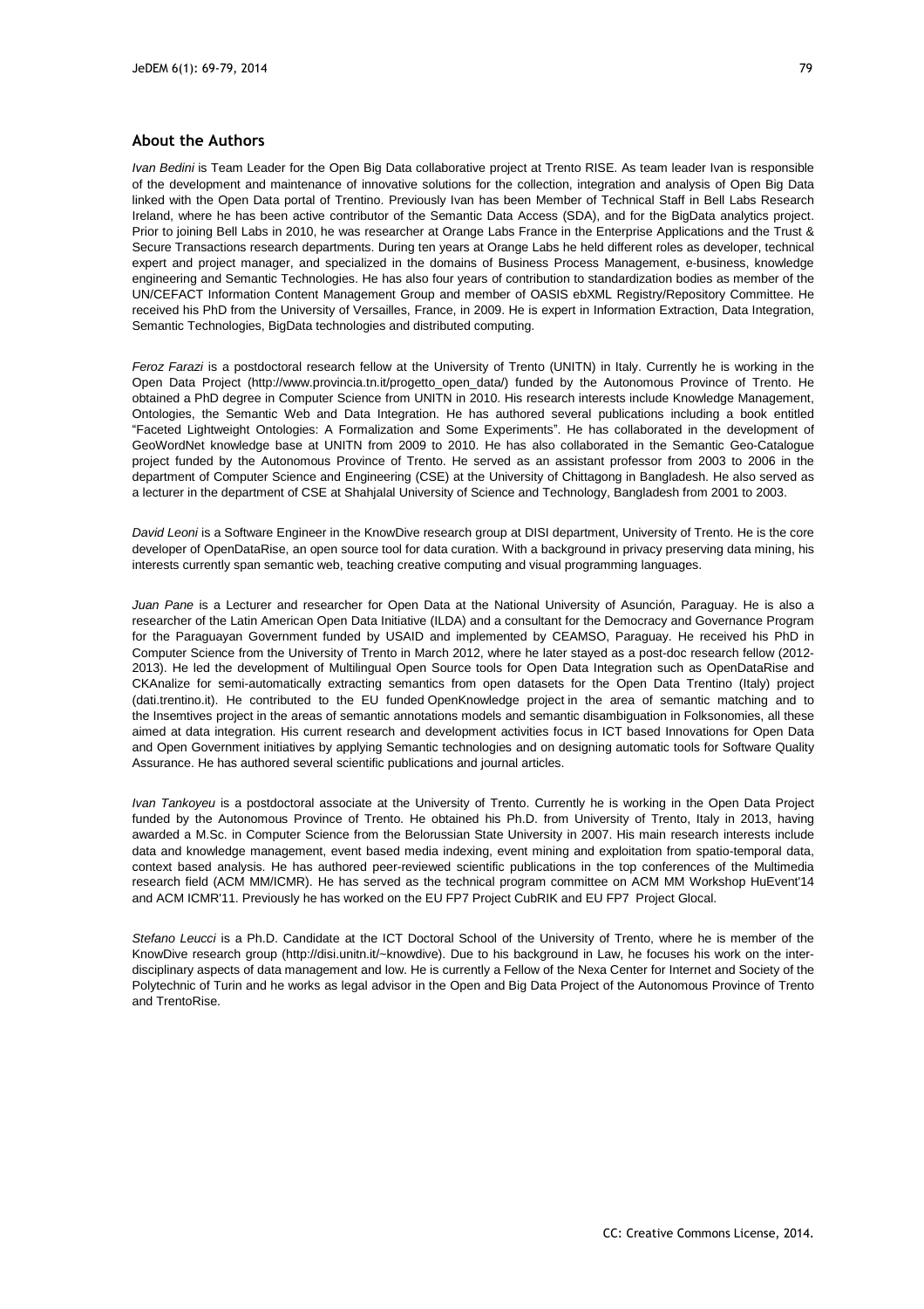## About the Authors

*Ivan Bedini* is Team Leader for the Open Big Data collaborative project at Trento RISE. As team leader Ivan is responsible of the development and maintenance of innovative solutions for the collection, integration and analysis of Open Big Data linked with the Open Data portal of Trentino. Previously Ivan has been Member of Technical Staff in Bell Labs Research Ireland, where he has been active contributor of the Semantic Data Access (SDA), and for the BigData analytics project. Prior to joining Bell Labs in 2010, he was researcher at Orange Labs France in the Enterprise Applications and the Trust & Secure Transactions research departments. During ten years at Orange Labs he held different roles as developer, technical expert and project manager, and specialized in the domains of Business Process Management, e-business, knowledge engineering and Semantic Technologies. He has also four years of contribution to standardization bodies as member of the UN/CEFACT Information Content Management Group and member of OASIS ebXML Registry/Repository Committee. He received his PhD from the University of Versailles, France, in 2009. He is expert in Information Extraction, Data Integration, Semantic Technologies, BigData technologies and distributed computing.

*Feroz Farazi* is a postdoctoral research fellow at the University of Trento (UNITN) in Italy. Currently he is working in the Open Data Project (http://www.provincia.tn.it/progetto_open_data/) funded by the Autonomous Province of Trento. He obtained a PhD degree in Computer Science from UNITN in 2010. His research interests include Knowledge Management, Ontologies, the Semantic Web and Data Integration. He has authored several publications including a book entitled "Faceted Lightweight Ontologies: A Formalization and Some Experiments". He has collaborated in the development of GeoWordNet knowledge base at UNITN from 2009 to 2010. He has also collaborated in the Semantic Geo-Catalogue project funded by the Autonomous Province of Trento. He served as an assistant professor from 2003 to 2006 in the department of Computer Science and Engineering (CSE) at the University of Chittagong in Bangladesh. He also served as a lecturer in the department of CSE at Shahjalal University of Science and Technology, Bangladesh from 2001 to 2003.

*David Leoni* is a Software Engineer in the KnowDive research group at DISI department, University of Trento. He is the core developer of OpenDataRise, an open source tool for data curation. With a background in privacy preserving data mining, his interests currently span semantic web, teaching creative computing and visual programming languages.

*Juan Pane* is a Lecturer and researcher for Open Data at the National University of Asunción, Paraguay. He is also a researcher of the Latin American Open Data Initiative (ILDA) and a consultant for the Democracy and Governance Program for the Paraguayan Government funded by USAID and implemented by CEAMSO, Paraguay. He received his PhD in Computer Science from the University of Trento in March 2012, where he later stayed as a post-doc research fellow (2012-2013). He led the development of Multilingual Open Source tools for Open Data Integration such as OpenDataRise and CKAnalize for semi-automatically extracting semantics from open datasets for the Open Data Trentino (Italy) project (dati.trentino.it). He contributed to the EU funded OpenKnowledge project in the area of semantic matching and to the Insemtives project in the areas of semantic annotations models and semantic disambiguation in Folksonomies, all these aimed at data integration. His current research and development activities focus in ICT based Innovations for Open Data and Open Government initiatives by applying Semantic technologies and on designing automatic tools for Software Quality Assurance. He has authored several scientific publications and journal articles.

*Ivan Tankoyeu* is a postdoctoral associate at the University of Trento. Currently he is working in the Open Data Project funded by the Autonomous Province of Trento. He obtained his Ph.D. from University of Trento, Italy in 2013, having awarded a M.Sc. in Computer Science from the Belorussian State University in 2007. His main research interests include data and knowledge management, event based media indexing, event mining and exploitation from spatio-temporal data, context based analysis. He has authored peer-reviewed scientific publications in the top conferences of the Multimedia research field (ACM MM/ICMR). He has served as the technical program committee on ACM MM Workshop HuEvent'14 and ACM ICMR'11. Previously he has worked on the EU FP7 Project CubRIK and EU FP7 Project Glocal.

*Stefano Leucci* is a Ph.D. Candidate at the ICT Doctoral School of the University of Trento, where he is member of the KnowDive research group (http://disi.unitn.it/~knowdive). Due to his background in Law, he focuses his work on the inter-disciplinary aspects of data management and low. He is currently a Fellow of the Nexa Center for Internet and Society of the Polytechnic of Turin and he works as legal advisor in the Open and Big Data Project of the Autonomous Province of Trento and TrentoRise.

CC: Creative Commons License, 2014.